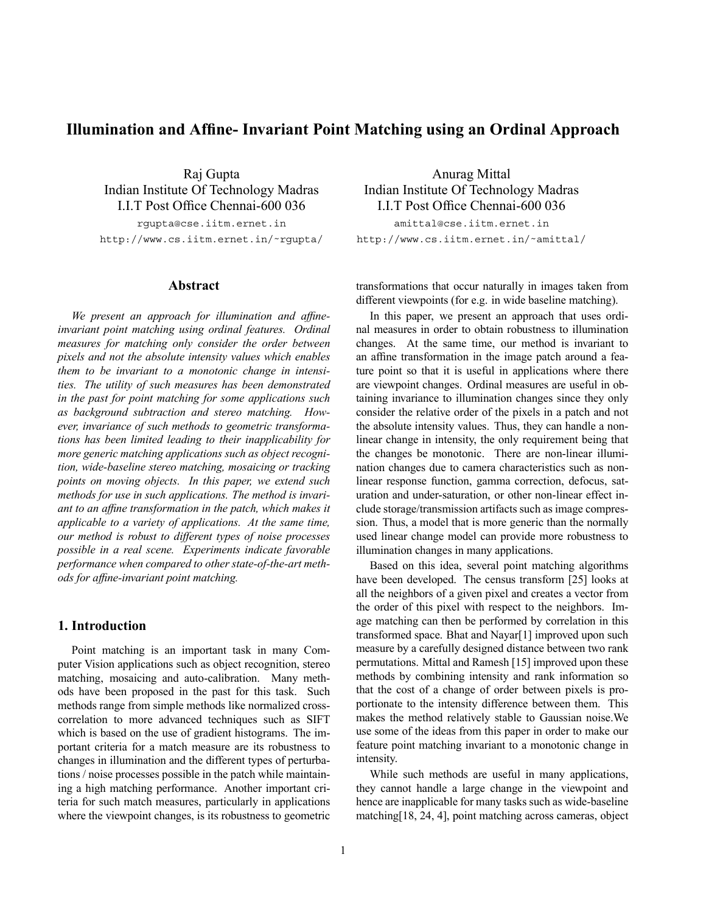# Illumination and Affine- Invariant Point Matching using an Ordinal Approach

Raj Gupta
Indian Institute Of Technology Madras
I.I.T Post Office Chennai-600 036
rgupta@cse.iitm.ernet.in
http://www.cs.iitm.ernet.in/~rgupta/

Anurag Mittal
Indian Institute Of Technology Madras
I.I.T Post Office Chennai-600 036
amittal@cse.iitm.ernet.in
http://www.cs.iitm.ernet.in/~amittal/

## Abstract

*We present an approach for illumination and affine-invariant point matching using ordinal features. Ordinal measures for matching only consider the order between pixels and not the absolute intensity values which enables them to be invariant to a monotonic change in intensities. The utility of such measures has been demonstrated in the past for point matching for some applications such as background subtraction and stereo matching. However, invariance of such methods to geometric transformations has been limited leading to their inapplicability for more generic matching applications such as object recognition, wide-baseline stereo matching, mosaicing or tracking points on moving objects. In this paper, we extend such methods for use in such applications. The method is invariant to an affine transformation in the patch, which makes it applicable to a variety of applications. At the same time, our method is robust to different types of noise processes possible in a real scene. Experiments indicate favorable performance when compared to other state-of-the-art methods for affine-invariant point matching.*

## 1. Introduction

Point matching is an important task in many Computer Vision applications such as object recognition, stereo matching, mosaicing and auto-calibration. Many methods have been proposed in the past for this task. Such methods range from simple methods like normalized cross-correlation to more advanced techniques such as SIFT which is based on the use of gradient histograms. The important criteria for a match measure are its robustness to changes in illumination and the different types of perturbations / noise processes possible in the patch while maintaining a high matching performance. Another important criteria for such match measures, particularly in applications where the viewpoint changes, is its robustness to geometric transformations that occur naturally in images taken from different viewpoints (for e.g. in wide baseline matching).

In this paper, we present an approach that uses ordinal measures in order to obtain robustness to illumination changes. At the same time, our method is invariant to an affine transformation in the image patch around a feature point so that it is useful in applications where there are viewpoint changes. Ordinal measures are useful in obtaining invariance to illumination changes since they only consider the relative order of the pixels in a patch and not the absolute intensity values. Thus, they can handle a non-linear change in intensity, the only requirement being that the changes be monotonic. There are non-linear illumination changes due to camera characteristics such as non-linear response function, gamma correction, defocus, saturation and under-saturation, or other non-linear effect include storage/transmission artifacts such as image compression. Thus, a model that is more generic than the normally used linear change model can provide more robustness to illumination changes in many applications.

Based on this idea, several point matching algorithms have been developed. The census transform [25] looks at all the neighbors of a given pixel and creates a vector from the order of this pixel with respect to the neighbors. Image matching can then be performed by correlation in this transformed space. Bhat and Nayar[1] improved upon such measure by a carefully designed distance between two rank permutations. Mittal and Ramesh [15] improved upon these methods by combining intensity and rank information so that the cost of a change of order between pixels is proportionate to the intensity difference between them. This makes the method relatively stable to Gaussian noise.We use some of the ideas from this paper in order to make our feature point matching invariant to a monotonic change in intensity.

While such methods are useful in many applications, they cannot handle a large change in the viewpoint and hence are inapplicable for many tasks such as wide-baseline matching[18, 24, 4], point matching across cameras, object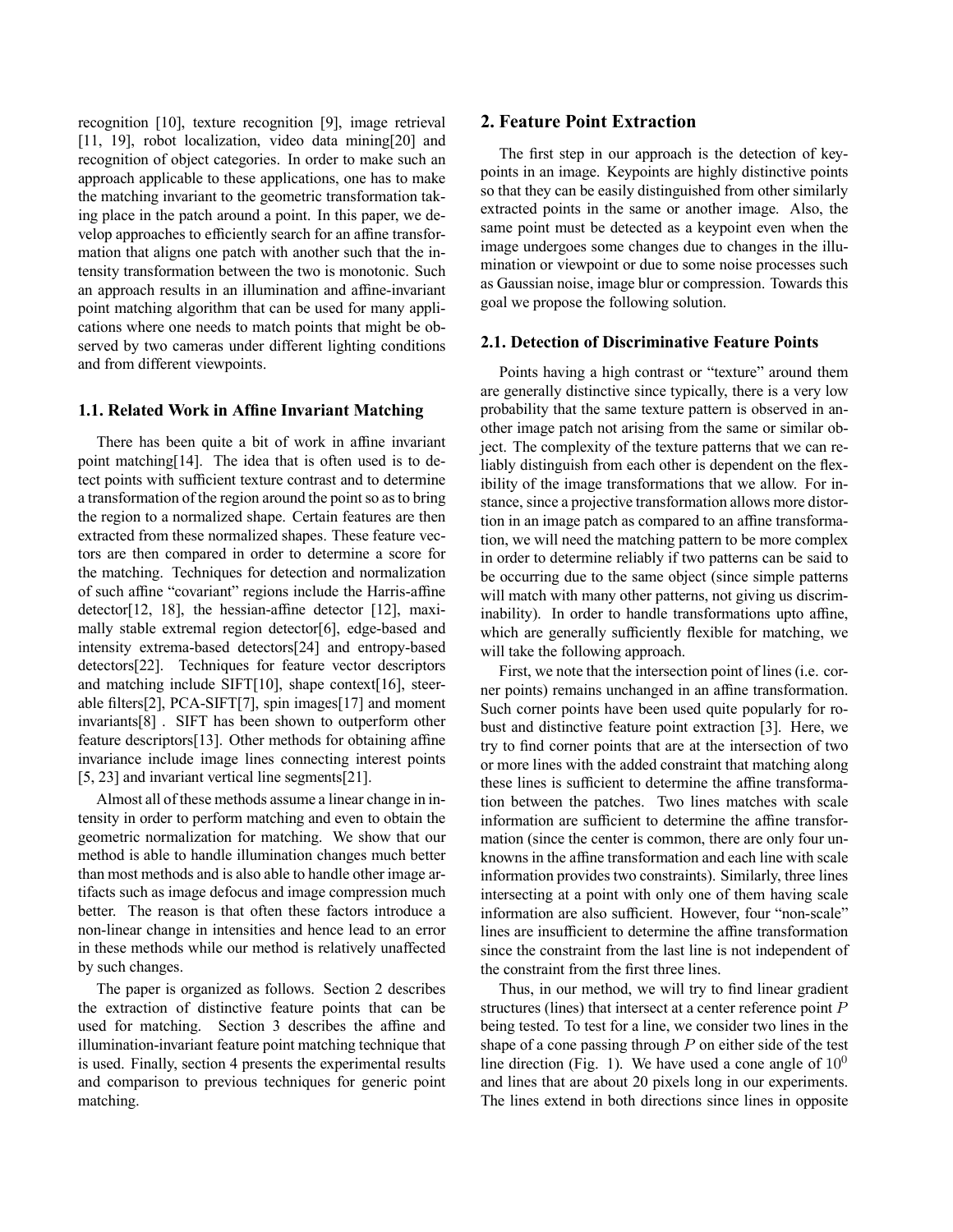recognition [10], texture recognition [9], image retrieval [11, 19], robot localization, video data mining[20] and recognition of object categories. In order to make such an approach applicable to these applications, one has to make the matching invariant to the geometric transformation taking place in the patch around a point. In this paper, we develop approaches to efficiently search for an affine transformation that aligns one patch with another such that the intensity transformation between the two is monotonic. Such an approach results in an illumination and affine-invariant point matching algorithm that can be used for many applications where one needs to match points that might be observed by two cameras under different lighting conditions and from different viewpoints.

### 1.1. Related Work in Affine Invariant Matching

There has been quite a bit of work in affine invariant point matching[14]. The idea that is often used is to detect points with sufficient texture contrast and to determine a transformation of the region around the point so as to bring the region to a normalized shape. Certain features are then extracted from these normalized shapes. These feature vectors are then compared in order to determine a score for the matching. Techniques for detection and normalization of such affine "covariant" regions include the Harris-affine detector[12, 18], the hessian-affine detector [12], maximally stable extremal region detector[6], edge-based and intensity extrema-based detectors[24] and entropy-based detectors[22]. Techniques for feature vector descriptors and matching include SIFT[10], shape context[16], steerable filters[2], PCA-SIFT[7], spin images[17] and moment invariants[8] . SIFT has been shown to outperform other feature descriptors[13]. Other methods for obtaining affine invariance include image lines connecting interest points [5, 23] and invariant vertical line segments[21].

Almost all of these methods assume a linear change in intensity in order to perform matching and even to obtain the geometric normalization for matching. We show that our method is able to handle illumination changes much better than most methods and is also able to handle other image artifacts such as image defocus and image compression much better. The reason is that often these factors introduce a non-linear change in intensities and hence lead to an error in these methods while our method is relatively unaffected by such changes.

The paper is organized as follows. Section 2 describes the extraction of distinctive feature points that can be used for matching. Section 3 describes the affine and illumination-invariant feature point matching technique that is used. Finally, section 4 presents the experimental results and comparison to previous techniques for generic point matching.

## 2. Feature Point Extraction

The first step in our approach is the detection of keypoints in an image. Keypoints are highly distinctive points so that they can be easily distinguished from other similarly extracted points in the same or another image. Also, the same point must be detected as a keypoint even when the image undergoes some changes due to changes in the illumination or viewpoint or due to some noise processes such as Gaussian noise, image blur or compression. Towards this goal we propose the following solution.

### 2.1. Detection of Discriminative Feature Points

Points having a high contrast or "texture" around them are generally distinctive since typically, there is a very low probability that the same texture pattern is observed in another image patch not arising from the same or similar object. The complexity of the texture patterns that we can reliably distinguish from each other is dependent on the flexibility of the image transformations that we allow. For instance, since a projective transformation allows more distortion in an image patch as compared to an affine transformation, we will need the matching pattern to be more complex in order to determine reliably if two patterns can be said to be occurring due to the same object (since simple patterns will match with many other patterns, not giving us discriminability). In order to handle transformations upto affine, which are generally sufficiently flexible for matching, we will take the following approach.

First, we note that the intersection point of lines (i.e. corner points) remains unchanged in an affine transformation. Such corner points have been used quite popularly for robust and distinctive feature point extraction [3]. Here, we try to find corner points that are at the intersection of two or more lines with the added constraint that matching along these lines is sufficient to determine the affine transformation between the patches. Two lines matches with scale information are sufficient to determine the affine transformation (since the center is common, there are only four unknowns in the affine transformation and each line with scale information provides two constraints). Similarly, three lines intersecting at a point with only one of them having scale information are also sufficient. However, four "non-scale" lines are insufficient to determine the affine transformation since the constraint from the last line is not independent of the constraint from the first three lines.

Thus, in our method, we will try to find linear gradient structures (lines) that intersect at a center reference point $P$ being tested. To test for a line, we consider two lines in the shape of a cone passing through $P$ on either side of the test line direction (Fig. 1). We have used a cone angle of $10^0$ and lines that are about 20 pixels long in our experiments. The lines extend in both directions since lines in opposite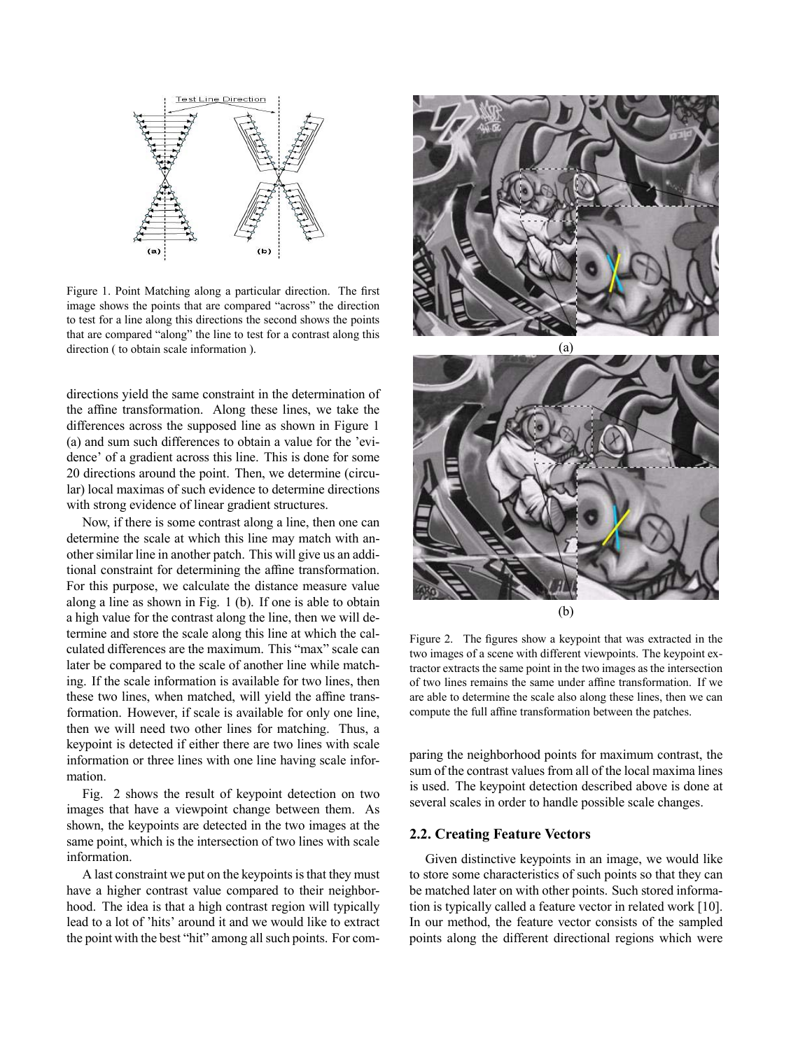Figure 1. Point Matching along a particular direction. The first image shows the points that are compared "across" the direction to test for a line along this directions the second shows the points that are compared "along" the line to test for a contrast along this direction ( to obtain scale information ).

directions yield the same constraint in the determination of the affine transformation. Along these lines, we take the differences across the supposed line as shown in Figure 1 (a) and sum such differences to obtain a value for the 'evidence' of a gradient across this line. This is done for some 20 directions around the point. Then, we determine (circular) local maximas of such evidence to determine directions with strong evidence of linear gradient structures.

Now, if there is some contrast along a line, then one can determine the scale at which this line may match with another similar line in another patch. This will give us an additional constraint for determining the affine transformation. For this purpose, we calculate the distance measure value along a line as shown in Fig. 1 (b). If one is able to obtain a high value for the contrast along the line, then we will determine and store the scale along this line at which the calculated differences are the maximum. This "max" scale can later be compared to the scale of another line while matching. If the scale information is available for two lines, then these two lines, when matched, will yield the affine transformation. However, if scale is available for only one line, then we will need two other lines for matching. Thus, a keypoint is detected if either there are two lines with scale information or three lines with one line having scale information.

Fig. 2 shows the result of keypoint detection on two images that have a viewpoint change between them. As shown, the keypoints are detected in the two images at the same point, which is the intersection of two lines with scale information.

A last constraint we put on the keypoints is that they must have a higher contrast value compared to their neighborhood. The idea is that a high contrast region will typically lead to a lot of 'hits' around it and we would like to extract the point with the best "hit" among all such points. For comparing the neighborhood points for maximum contrast, the sum of the contrast values from all of the local maxima lines is used. The keypoint detection described above is done at several scales in order to handle possible scale changes.

Figure 2. The figures show a keypoint that was extracted in the two images of a scene with different viewpoints. The keypoint extractor extracts the same point in the two images as the intersection of two lines remains the same under affine transformation. If we are able to determine the scale also along these lines, then we can compute the full affine transformation between the patches.

## 2.2. Creating Feature Vectors

Given distinctive keypoints in an image, we would like to store some characteristics of such points so that they can be matched later on with other points. Such stored information is typically called a feature vector in related work [10]. In our method, the feature vector consists of the sampled points along the different directional regions which were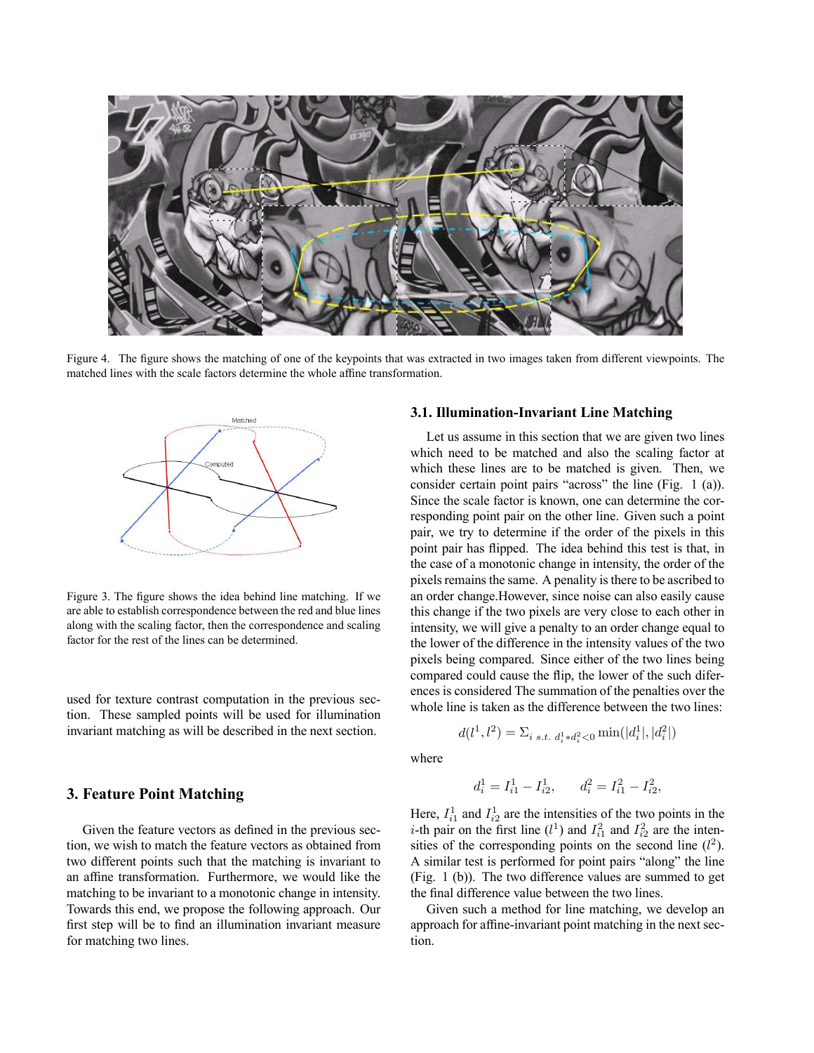Figure 4. The figure shows the matching of one of the keypoints that was extracted in two images taken from different viewpoints. The matched lines with the scale factors determine the whole affine transformation.

Figure 3. The figure shows the idea behind line matching. If we are able to establish correspondence between the red and blue lines along with the scaling factor, then the correspondence and scaling factor for the rest of the lines can be determined.

used for texture contrast computation in the previous section. These sampled points will be used for illumination invariant matching as will be described in the next section.

## 3. Feature Point Matching

Given the feature vectors as defined in the previous section, we wish to match the feature vectors as obtained from two different points such that the matching is invariant to an affine transformation. Furthermore, we would like the matching to be invariant to a monotonic change in intensity. Towards this end, we propose the following approach. Our first step will be to find an illumination invariant measure for matching two lines.

### 3.1. Illumination-Invariant Line Matching

Let us assume in this section that we are given two lines which need to be matched and also the scaling factor at which these lines are to be matched is given. Then, we consider certain point pairs "across" the line (Fig. 1 (a)). Since the scale factor is known, one can determine the corresponding point pair on the other line. Given such a point pair, we try to determine if the order of the pixels in this point pair has flipped. The idea behind this test is that, in the case of a monotonic change in intensity, the order of the pixels remains the same. A penality is there to be ascribed to an order change.However, since noise can also easily cause this change if the two pixels are very close to each other in intensity, we will give a penalty to an order change equal to the lower of the difference in the intensity values of the two pixels being compared. Since either of the two lines being compared could cause the flip, the lower of the such diferences is considered The summation of the penalties over the whole line is taken as the difference between the two lines:

$$d(l^1, l^2) = \Sigma_{i \ s.t. \ d_i^1 * d_i^2 < 0} \min(|d_i^1|, |d_i^2|)$$

where

$$d_i^1 = I_{i1}^1 - I_{i2}^1, \qquad d_i^2 = I_{i1}^2 - I_{i2}^2,$$

Here, $I_{i1}^1$ and $I_{i2}^1$ are the intensities of the two points in the $i$-th pair on the first line ($l^1$) and $I_{i1}^2$ and $I_{i2}^2$ are the intensities of the corresponding points on the second line ($l^2$). A similar test is performed for point pairs "along" the line (Fig. 1 (b)). The two difference values are summed to get the final difference value between the two lines.

Given such a method for line matching, we develop an approach for affine-invariant point matching in the next section.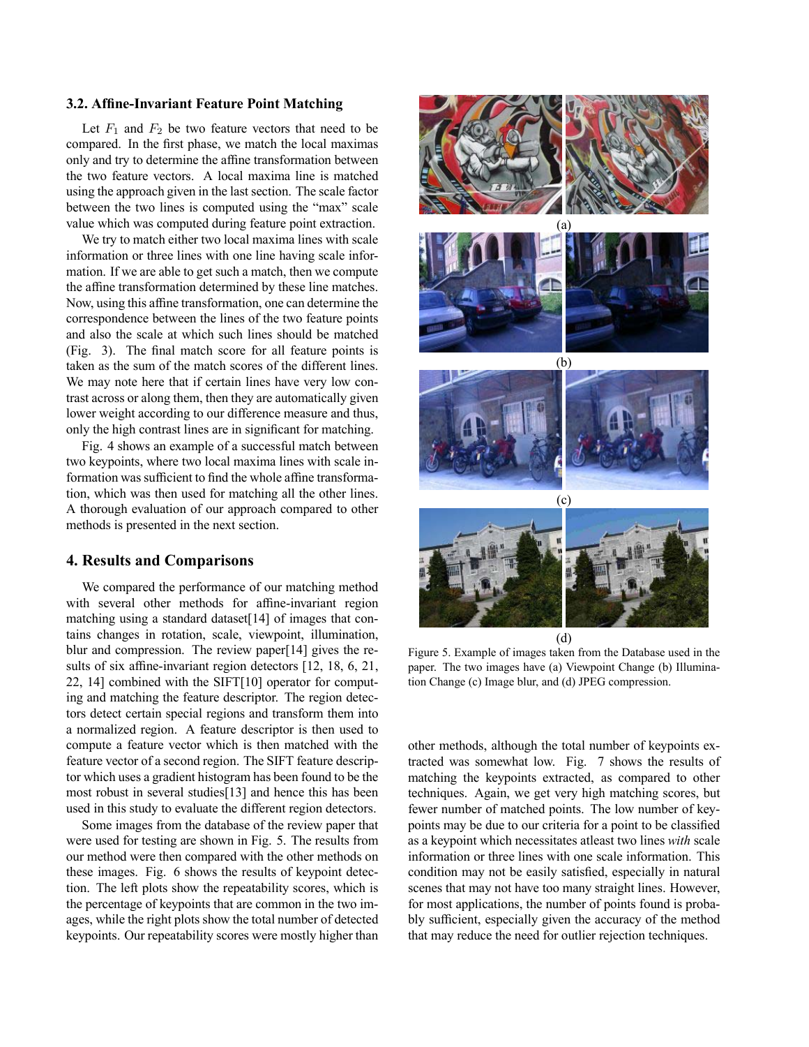### 3.2. Affine-Invariant Feature Point Matching

Let $F_1$ and $F_2$ be two feature vectors that need to be compared. In the first phase, we match the local maximas only and try to determine the affine transformation between the two feature vectors. A local maxima line is matched using the approach given in the last section. The scale factor between the two lines is computed using the "max" scale value which was computed during feature point extraction.

We try to match either two local maxima lines with scale information or three lines with one line having scale information. If we are able to get such a match, then we compute the affine transformation determined by these line matches. Now, using this affine transformation, one can determine the correspondence between the lines of the two feature points and also the scale at which such lines should be matched (Fig. 3). The final match score for all feature points is taken as the sum of the match scores of the different lines. We may note here that if certain lines have very low contrast across or along them, then they are automatically given lower weight according to our difference measure and thus, only the high contrast lines are in significant for matching.

Fig. 4 shows an example of a successful match between two keypoints, where two local maxima lines with scale information was sufficient to find the whole affine transformation, which was then used for matching all the other lines. A thorough evaluation of our approach compared to other methods is presented in the next section.

## 4. Results and Comparisons

We compared the performance of our matching method with several other methods for affine-invariant region matching using a standard dataset[14] of images that contains changes in rotation, scale, viewpoint, illumination, blur and compression. The review paper[14] gives the results of six affine-invariant region detectors [12, 18, 6, 21, 22, 14] combined with the SIFT[10] operator for computing and matching the feature descriptor. The region detectors detect certain special regions and transform them into a normalized region. A feature descriptor is then used to compute a feature vector which is then matched with the feature vector of a second region. The SIFT feature descriptor which uses a gradient histogram has been found to be the most robust in several studies[13] and hence this has been used in this study to evaluate the different region detectors.

Some images from the database of the review paper that were used for testing are shown in Fig. 5. The results from our method were then compared with the other methods on these images. Fig. 6 shows the results of keypoint detection. The left plots show the repeatability scores, which is the percentage of keypoints that are common in the two images, while the right plots show the total number of detected keypoints. Our repeatability scores were mostly higher than other methods, although the total number of keypoints extracted was somewhat low. Fig. 7 shows the results of matching the keypoints extracted, as compared to other techniques. Again, we get very high matching scores, but fewer number of matched points. The low number of keypoints may be due to our criteria for a point to be classified as a keypoint which necessitates atleast two lines *with* scale information or three lines with one scale information. This condition may not be easily satisfied, especially in natural scenes that may not have too many straight lines. However, for most applications, the number of points found is probably sufficient, especially given the accuracy of the method that may reduce the need for outlier rejection techniques.

(a)

(b)

(c)

(d)

Figure 5. Example of images taken from the Database used in the paper. The two images have (a) Viewpoint Change (b) Illumination Change (c) Image blur, and (d) JPEG compression.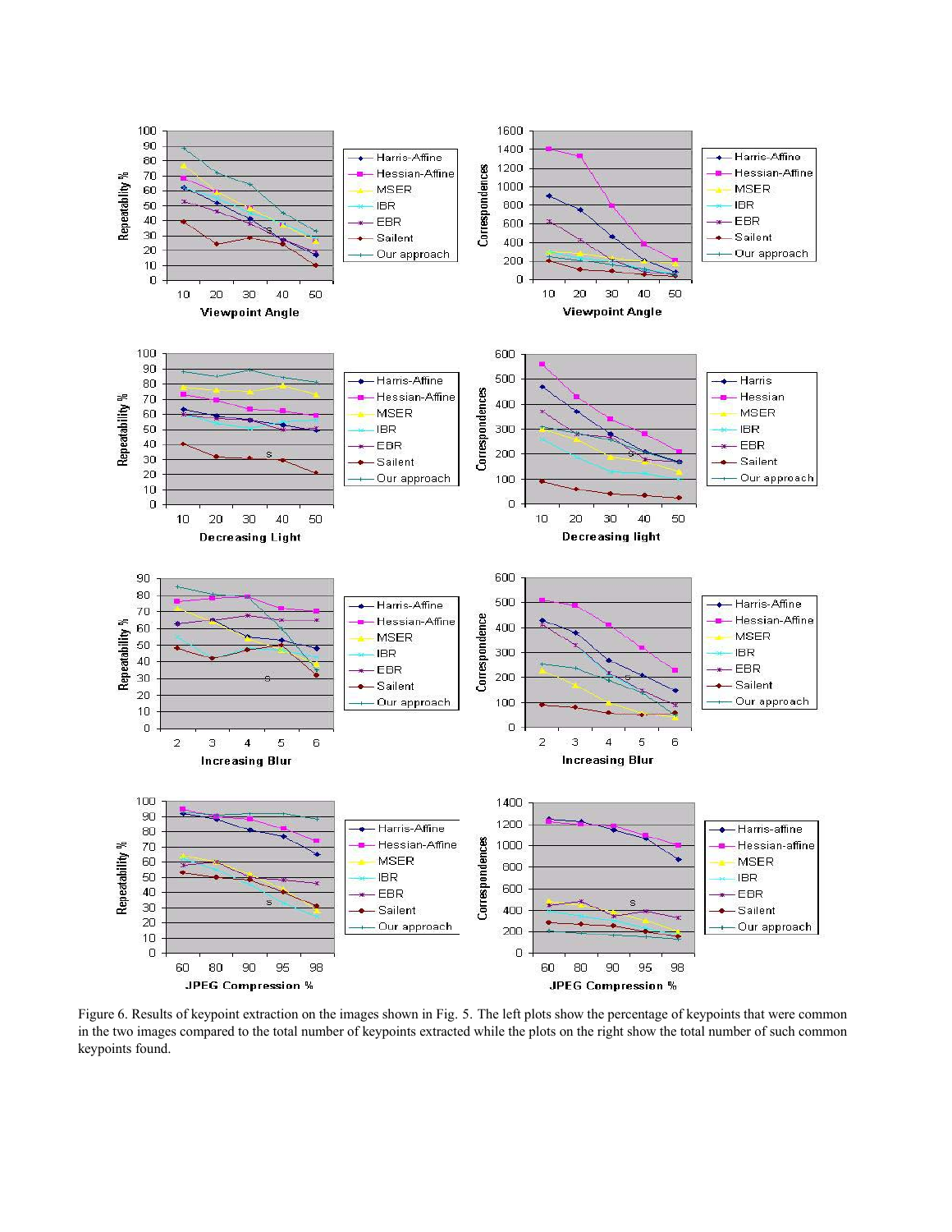Figure 6. Results of keypoint extraction on the images shown in Fig. 5. The left plots show the percentage of keypoints that were common in the two images compared to the total number of keypoints extracted while the plots on the right show the total number of such common keypoints found.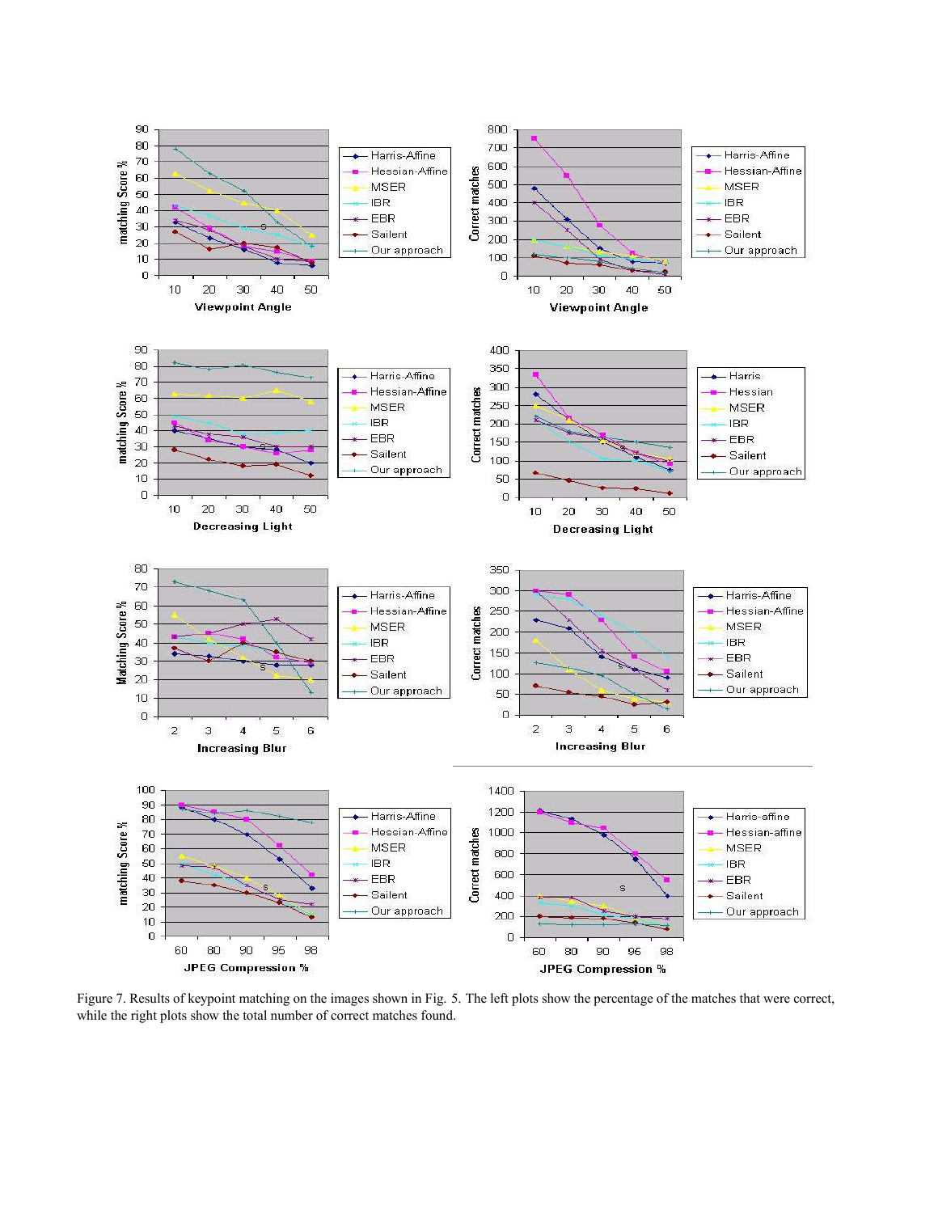Figure 7. Results of keypoint matching on the images shown in Fig. 5. The left plots show the percentage of the matches that were correct, while the right plots show the total number of correct matches found.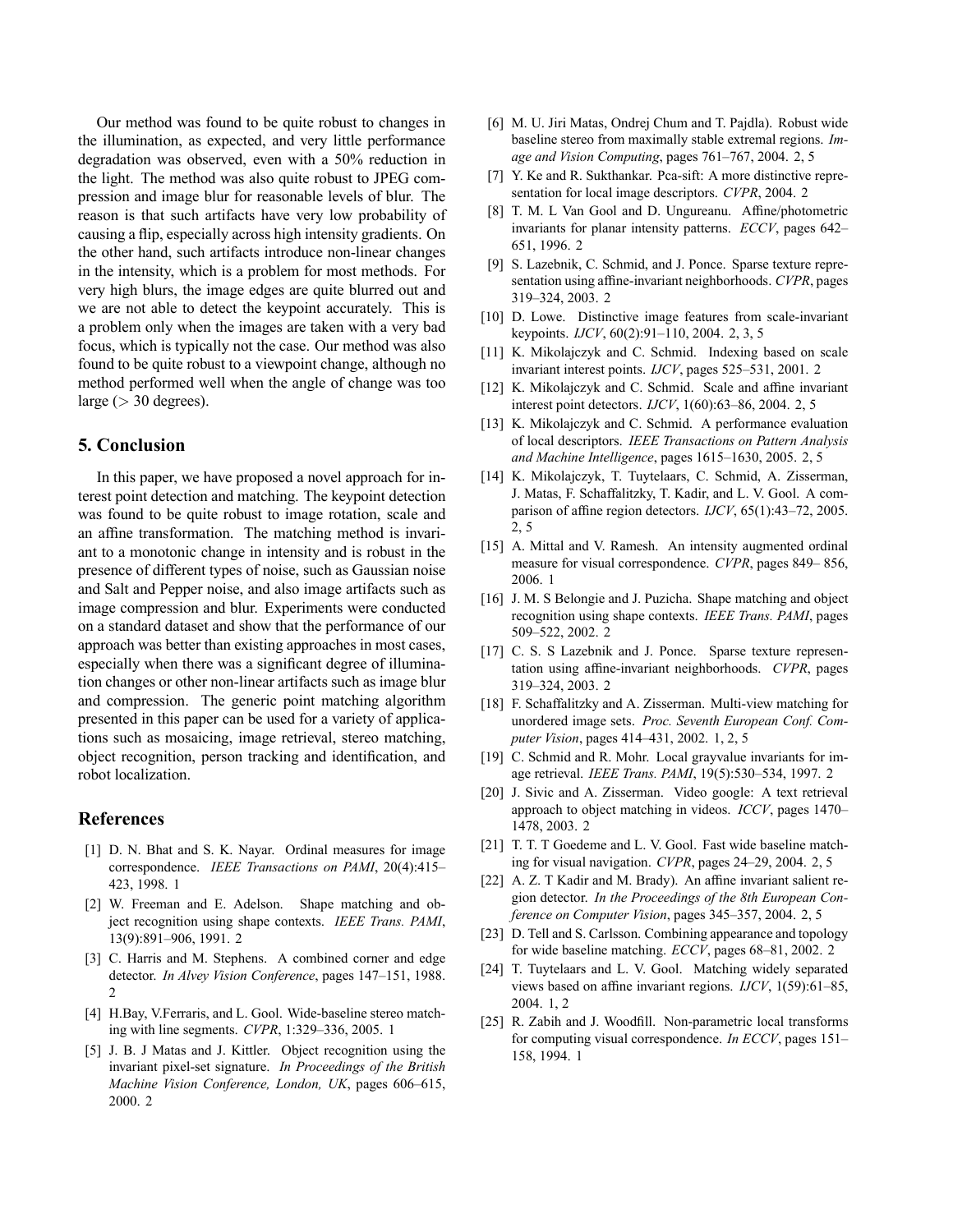Our method was found to be quite robust to changes in the illumination, as expected, and very little performance degradation was observed, even with a 50% reduction in the light. The method was also quite robust to JPEG compression and image blur for reasonable levels of blur. The reason is that such artifacts have very low probability of causing a flip, especially across high intensity gradients. On the other hand, such artifacts introduce non-linear changes in the intensity, which is a problem for most methods. For very high blurs, the image edges are quite blurred out and we are not able to detect the keypoint accurately. This is a problem only when the images are taken with a very bad focus, which is typically not the case. Our method was also found to be quite robust to a viewpoint change, although no method performed well when the angle of change was too large ($>30$ degrees).

## 5. Conclusion

In this paper, we have proposed a novel approach for interest point detection and matching. The keypoint detection was found to be quite robust to image rotation, scale and an affine transformation. The matching method is invariant to a monotonic change in intensity and is robust in the presence of different types of noise, such as Gaussian noise and Salt and Pepper noise, and also image artifacts such as image compression and blur. Experiments were conducted on a standard dataset and show that the performance of our approach was better than existing approaches in most cases, especially when there was a significant degree of illumination changes or other non-linear artifacts such as image blur and compression. The generic point matching algorithm presented in this paper can be used for a variety of applications such as mosaicing, image retrieval, stereo matching, object recognition, person tracking and identification, and robot localization.

## References

[1] D. N. Bhat and S. K. Nayar. Ordinal measures for image correspondence. *IEEE Transactions on PAMI*, 20(4):415–423, 1998. 1

[2] W. Freeman and E. Adelson. Shape matching and object recognition using shape contexts. *IEEE Trans. PAMI*, 13(9):891–906, 1991. 2

[3] C. Harris and M. Stephens. A combined corner and edge detector. *In Alvey Vision Conference*, pages 147–151, 1988. 2

[4] H.Bay, V.Ferraris, and L. Gool. Wide-baseline stereo matching with line segments. *CVPR*, 1:329–336, 2005. 1

[5] J. B. J Matas and J. Kittler. Object recognition using the invariant pixel-set signature. *In Proceedings of the British Machine Vision Conference, London, UK*, pages 606–615, 2000. 2

[6] M. U. Jiri Matas, Ondrej Chum and T. Pajdla). Robust wide baseline stereo from maximally stable extremal regions. *Image and Vision Computing*, pages 761–767, 2004. 2, 5

[7] Y. Ke and R. Sukthankar. Pca-sift: A more distinctive representation for local image descriptors. *CVPR*, 2004. 2

[8] T. M. L Van Gool and D. Ungureanu. Affine/photometric invariants for planar intensity patterns. *ECCV*, pages 642–651, 1996. 2

[9] S. Lazebnik, C. Schmid, and J. Ponce. Sparse texture representation using affine-invariant neighborhoods. *CVPR*, pages 319–324, 2003. 2

[10] D. Lowe. Distinctive image features from scale-invariant keypoints. *IJCV*, 60(2):91–110, 2004. 2, 3, 5

[11] K. Mikolajczyk and C. Schmid. Indexing based on scale invariant interest points. *IJCV*, pages 525–531, 2001. 2

[12] K. Mikolajczyk and C. Schmid. Scale and affine invariant interest point detectors. *IJCV*, 1(60):63–86, 2004. 2, 5

[13] K. Mikolajczyk and C. Schmid. A performance evaluation of local descriptors. *IEEE Transactions on Pattern Analysis and Machine Intelligence*, pages 1615–1630, 2005. 2, 5

[14] K. Mikolajczyk, T. Tuytelaars, C. Schmid, A. Zisserman, J. Matas, F. Schaffalitzky, T. Kadir, and L. V. Gool. A comparison of affine region detectors. *IJCV*, 65(1):43–72, 2005. 2, 5

[15] A. Mittal and V. Ramesh. An intensity augmented ordinal measure for visual correspondence. *CVPR*, pages 849– 856, 2006. 1

[16] J. M. S Belongie and J. Puzicha. Shape matching and object recognition using shape contexts. *IEEE Trans. PAMI*, pages 509–522, 2002. 2

[17] C. S. S Lazebnik and J. Ponce. Sparse texture representation using affine-invariant neighborhoods. *CVPR*, pages 319–324, 2003. 2

[18] F. Schaffalitzky and A. Zisserman. Multi-view matching for unordered image sets. *Proc. Seventh European Conf. Computer Vision*, pages 414–431, 2002. 1, 2, 5

[19] C. Schmid and R. Mohr. Local grayvalue invariants for image retrieval. *IEEE Trans. PAMI*, 19(5):530–534, 1997. 2

[20] J. Sivic and A. Zisserman. Video google: A text retrieval approach to object matching in videos. *ICCV*, pages 1470–1478, 2003. 2

[21] T. T. T Goedeme and L. V. Gool. Fast wide baseline matching for visual navigation. *CVPR*, pages 24–29, 2004. 2, 5

[22] A. Z. T Kadir and M. Brady). An affine invariant salient region detector. *In the Proceedings of the 8th European Conference on Computer Vision*, pages 345–357, 2004. 2, 5

[23] D. Tell and S. Carlsson. Combining appearance and topology for wide baseline matching. *ECCV*, pages 68–81, 2002. 2

[24] T. Tuytelaars and L. V. Gool. Matching widely separated views based on affine invariant regions. *IJCV*, 1(59):61–85, 2004. 1, 2

[25] R. Zabih and J. Woodfill. Non-parametric local transforms for computing visual correspondence. *In ECCV*, pages 151–158, 1994. 1